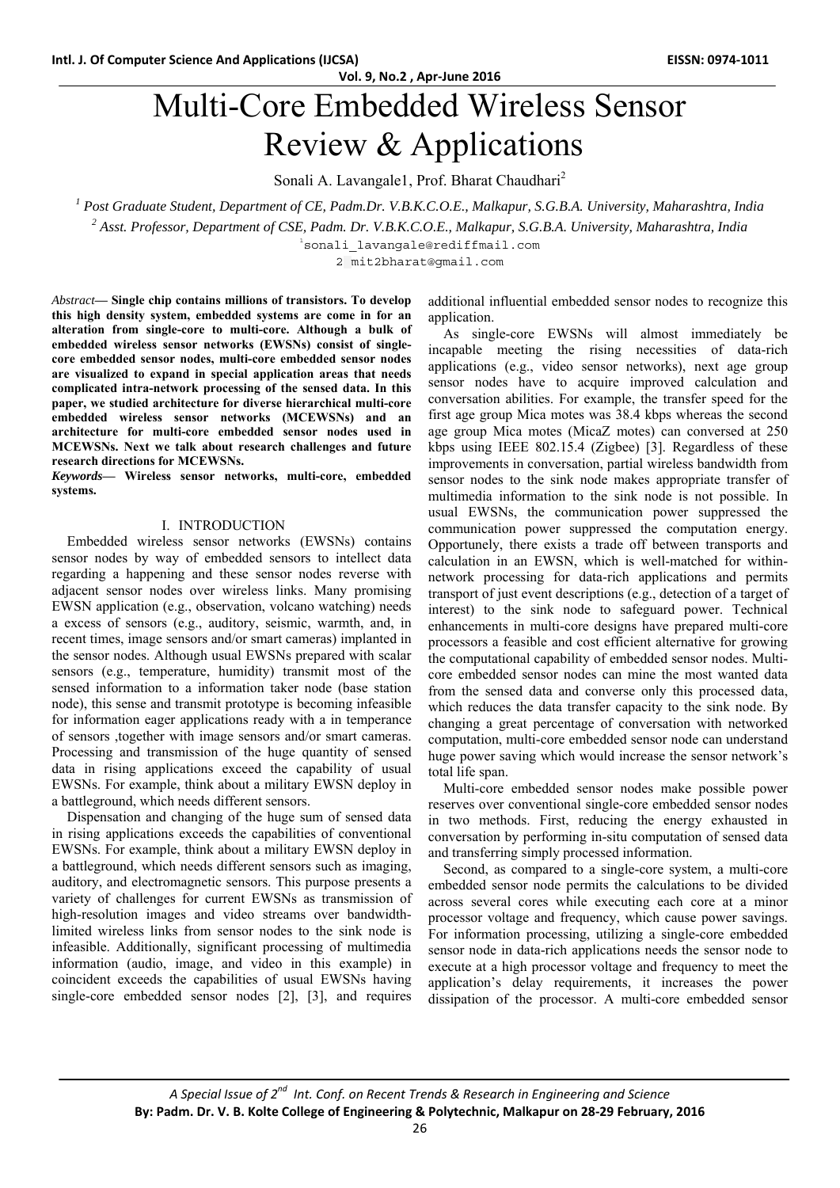# Multi-Core Embedded Wireless Sensor Review & Applications

Sonali A. Lavangale1, Prof. Bharat Chaudhari[2]

[1] *Post Graduate Student, Department of CE, Padm.Dr. V.B.K.C.O.E., Malkapur, S.G.B.A. University, Maharashtra, India*

[2] *Asst. Professor, Department of CSE, Padm. Dr. V.B.K.C.O.E., Malkapur, S.G.B.A. University, Maharashtra, India*

[1]sonali_lavangale@rediffmail.com

2 mit2bharat@gmail.com

*Abstract*— **Single chip contains millions of transistors. To develop this high density system, embedded systems are come in for an alteration from single-core to multi-core. Although a bulk of embedded wireless sensor networks (EWSNs) consist of single-core embedded sensor nodes, multi-core embedded sensor nodes are visualized to expand in special application areas that needs complicated intra-network processing of the sensed data. In this paper, we studied architecture for diverse hierarchical multi-core embedded wireless sensor networks (MCEWSNs) and an architecture for multi-core embedded sensor nodes used in MCEWSNs. Next we talk about research challenges and future research directions for MCEWSNs.**

***Keywords*— Wireless sensor networks, multi-core, embedded systems.**

## I. INTRODUCTION

Embedded wireless sensor networks (EWSNs) contains sensor nodes by way of embedded sensors to intellect data regarding a happening and these sensor nodes reverse with adjacent sensor nodes over wireless links. Many promising EWSN application (e.g., observation, volcano watching) needs a excess of sensors (e.g., auditory, seismic, warmth, and, in recent times, image sensors and/or smart cameras) implanted in the sensor nodes. Although usual EWSNs prepared with scalar sensors (e.g., temperature, humidity) transmit most of the sensed information to a information taker node (base station node), this sense and transmit prototype is becoming infeasible for information eager applications ready with a in temperance of sensors ,together with image sensors and/or smart cameras. Processing and transmission of the huge quantity of sensed data in rising applications exceed the capability of usual EWSNs. For example, think about a military EWSN deploy in a battleground, which needs different sensors.

Dispensation and changing of the huge sum of sensed data in rising applications exceeds the capabilities of conventional EWSNs. For example, think about a military EWSN deploy in a battleground, which needs different sensors such as imaging, auditory, and electromagnetic sensors. This purpose presents a variety of challenges for current EWSNs as transmission of high-resolution images and video streams over bandwidth-limited wireless links from sensor nodes to the sink node is infeasible. Additionally, significant processing of multimedia information (audio, image, and video in this example) in coincident exceeds the capabilities of usual EWSNs having single-core embedded sensor nodes [2], [3], and requires additional influential embedded sensor nodes to recognize this application.

As single-core EWSNs will almost immediately be incapable meeting the rising necessities of data-rich applications (e.g., video sensor networks), next age group sensor nodes have to acquire improved calculation and conversation abilities. For example, the transfer speed for the first age group Mica motes was 38.4 kbps whereas the second age group Mica motes (MicaZ motes) can conversed at 250 kbps using IEEE 802.15.4 (Zigbee) [3]. Regardless of these improvements in conversation, partial wireless bandwidth from sensor nodes to the sink node makes appropriate transfer of multimedia information to the sink node is not possible. In usual EWSNs, the communication power suppressed the communication power suppressed the computation energy. Opportunely, there exists a trade off between transports and calculation in an EWSN, which is well-matched for within-network processing for data-rich applications and permits transport of just event descriptions (e.g., detection of a target of interest) to the sink node to safeguard power. Technical enhancements in multi-core designs have prepared multi-core processors a feasible and cost efficient alternative for growing the computational capability of embedded sensor nodes. Multi-core embedded sensor nodes can mine the most wanted data from the sensed data and converse only this processed data, which reduces the data transfer capacity to the sink node. By changing a great percentage of conversation with networked computation, multi-core embedded sensor node can understand huge power saving which would increase the sensor network's total life span.

Multi-core embedded sensor nodes make possible power reserves over conventional single-core embedded sensor nodes in two methods. First, reducing the energy exhausted in conversation by performing in-situ computation of sensed data and transferring simply processed information.

Second, as compared to a single-core system, a multi-core embedded sensor node permits the calculations to be divided across several cores while executing each core at a minor processor voltage and frequency, which cause power savings. For information processing, utilizing a single-core embedded sensor node in data-rich applications needs the sensor node to execute at a high processor voltage and frequency to meet the application's delay requirements, it increases the power dissipation of the processor. A multi-core embedded sensor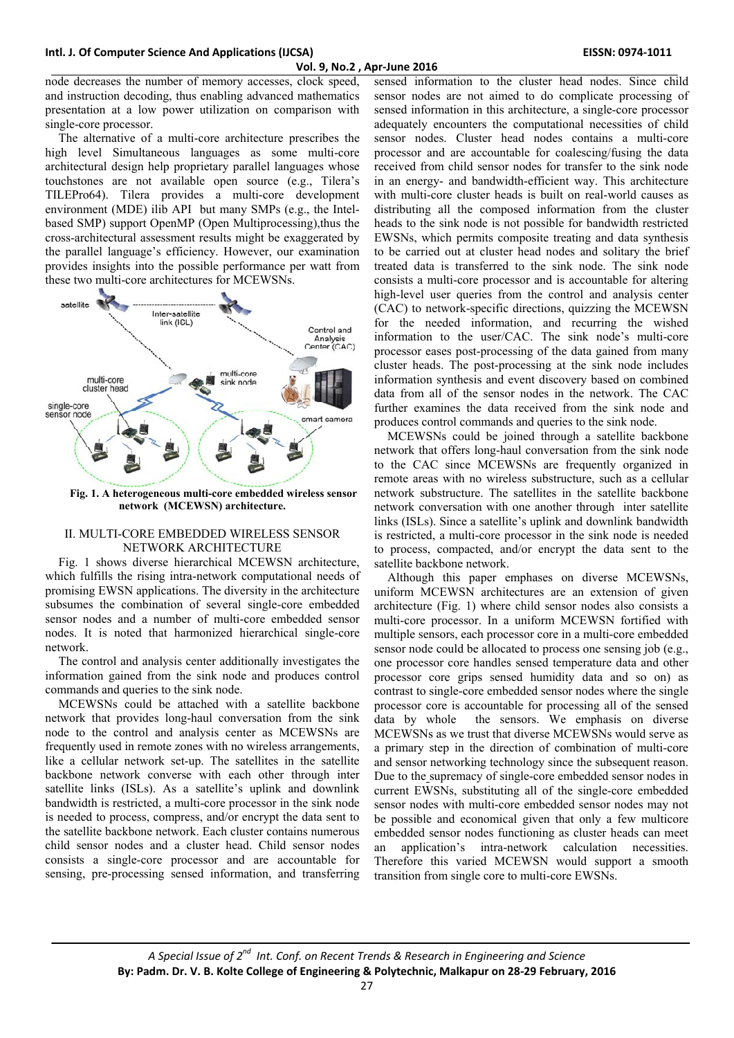node decreases the number of memory accesses, clock speed, and instruction decoding, thus enabling advanced mathematics presentation at a low power utilization on comparison with single-core processor.

The alternative of a multi-core architecture prescribes the high level Simultaneous languages as some multi-core architectural design help proprietary parallel languages whose touchstones are not available open source (e.g., Tilera's TILEPro64). Tilera provides a multi-core development environment (MDE) ilib API but many SMPs (e.g., the Intel-based SMP) support OpenMP (Open Multiprocessing),thus the cross-architectural assessment results might be exaggerated by the parallel language's efficiency. However, our examination provides insights into the possible performance per watt from these two multi-core architectures for MCEWSNs.

**Fig. 1. A heterogeneous multi-core embedded wireless sensor network (MCEWSN) architecture.**

## II. MULTI-CORE EMBEDDED WIRELESS SENSOR NETWORK ARCHITECTURE

Fig. 1 shows diverse hierarchical MCEWSN architecture, which fulfills the rising intra-network computational needs of promising EWSN applications. The diversity in the architecture subsumes the combination of several single-core embedded sensor nodes and a number of multi-core embedded sensor nodes. It is noted that harmonized hierarchical single-core network.

The control and analysis center additionally investigates the information gained from the sink node and produces control commands and queries to the sink node.

MCEWSNs could be attached with a satellite backbone network that provides long-haul conversation from the sink node to the control and analysis center as MCEWSNs are frequently used in remote zones with no wireless arrangements, like a cellular network set-up. The satellites in the satellite backbone network converse with each other through inter satellite links (ISLs). As a satellite's uplink and downlink bandwidth is restricted, a multi-core processor in the sink node is needed to process, compress, and/or encrypt the data sent to the satellite backbone network. Each cluster contains numerous child sensor nodes and a cluster head. Child sensor nodes consists a single-core processor and are accountable for sensing, pre-processing sensed information, and transferring sensed information to the cluster head nodes. Since child sensor nodes are not aimed to do complicate processing of sensed information in this architecture, a single-core processor adequately encounters the computational necessities of child sensor nodes. Cluster head nodes contains a multi-core processor and are accountable for coalescing/fusing the data received from child sensor nodes for transfer to the sink node in an energy- and bandwidth-efficient way. This architecture with multi-core cluster heads is built on real-world causes as distributing all the composed information from the cluster heads to the sink node is not possible for bandwidth restricted EWSNs, which permits composite treating and data synthesis to be carried out at cluster head nodes and solitary the brief treated data is transferred to the sink node. The sink node consists a multi-core processor and is accountable for altering high-level user queries from the control and analysis center (CAC) to network-specific directions, quizzing the MCEWSN for the needed information, and recurring the wished information to the user/CAC. The sink node's multi-core processor eases post-processing of the data gained from many cluster heads. The post-processing at the sink node includes information synthesis and event discovery based on combined data from all of the sensor nodes in the network. The CAC further examines the data received from the sink node and produces control commands and queries to the sink node.

MCEWSNs could be joined through a satellite backbone network that offers long-haul conversation from the sink node to the CAC since MCEWSNs are frequently organized in remote areas with no wireless substructure, such as a cellular network substructure. The satellites in the satellite backbone network conversation with one another through inter satellite links (ISLs). Since a satellite's uplink and downlink bandwidth is restricted, a multi-core processor in the sink node is needed to process, compacted, and/or encrypt the data sent to the satellite backbone network.

Although this paper emphases on diverse MCEWSNs, uniform MCEWSN architectures are an extension of given architecture (Fig. 1) where child sensor nodes also consists a multi-core processor. In a uniform MCEWSN fortified with multiple sensors, each processor core in a multi-core embedded sensor node could be allocated to process one sensing job (e.g., one processor core handles sensed temperature data and other processor core grips sensed humidity data and so on) as contrast to single-core embedded sensor nodes where the single processor core is accountable for processing all of the sensed data by whole the sensors. We emphasis on diverse MCEWSNs as we trust that diverse MCEWSNs would serve as a primary step in the direction of combination of multi-core and sensor networking technology since the subsequent reason. Due to the supremacy of single-core embedded sensor nodes in current EWSNs, substituting all of the single-core embedded sensor nodes with multi-core embedded sensor nodes may not be possible and economical given that only a few multicore embedded sensor nodes functioning as cluster heads can meet an application's intra-network calculation necessities. Therefore this varied MCEWSN would support a smooth transition from single core to multi-core EWSNs.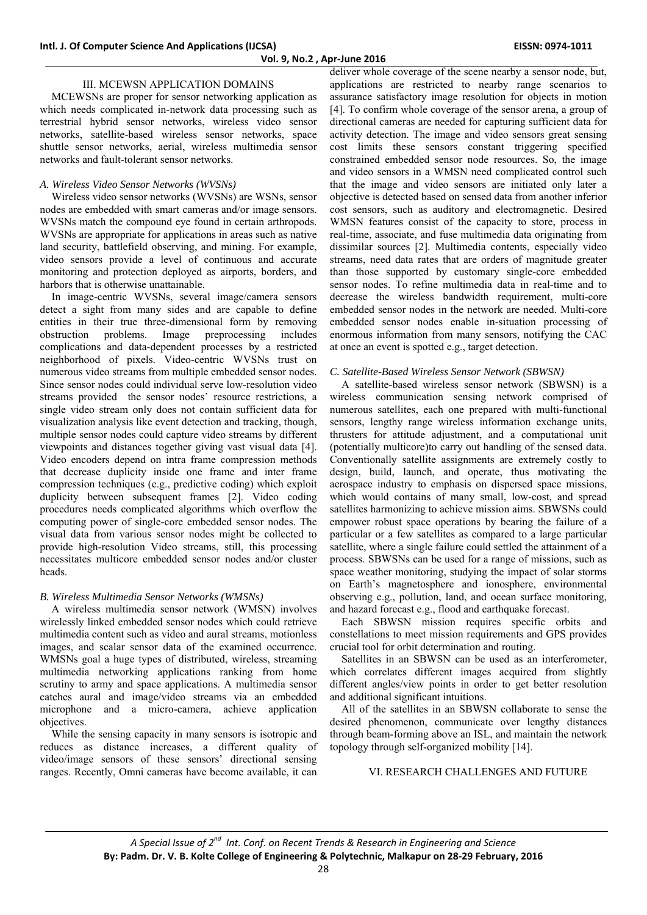## III. MCEWSN APPLICATION DOMAINS

MCEWSNs are proper for sensor networking application as which needs complicated in-network data processing such as terrestrial hybrid sensor networks, wireless video sensor networks, satellite-based wireless sensor networks, space shuttle sensor networks, aerial, wireless multimedia sensor networks and fault-tolerant sensor networks.

### *A. Wireless Video Sensor Networks (WVSNs)*

Wireless video sensor networks (WVSNs) are WSNs, sensor nodes are embedded with smart cameras and/or image sensors. WVSNs match the compound eye found in certain arthropods. WVSNs are appropriate for applications in areas such as native land security, battlefield observing, and mining. For example, video sensors provide a level of continuous and accurate monitoring and protection deployed as airports, borders, and harbors that is otherwise unattainable.

In image-centric WVSNs, several image/camera sensors detect a sight from many sides and are capable to define entities in their true three-dimensional form by removing obstruction problems. Image preprocessing includes complications and data-dependent processes by a restricted neighborhood of pixels. Video-centric WVSNs trust on numerous video streams from multiple embedded sensor nodes. Since sensor nodes could individual serve low-resolution video streams provided the sensor nodes' resource restrictions, a single video stream only does not contain sufficient data for visualization analysis like event detection and tracking, though, multiple sensor nodes could capture video streams by different viewpoints and distances together giving vast visual data [4]. Video encoders depend on intra frame compression methods that decrease duplicity inside one frame and inter frame compression techniques (e.g., predictive coding) which exploit duplicity between subsequent frames [2]. Video coding procedures needs complicated algorithms which overflow the computing power of single-core embedded sensor nodes. The visual data from various sensor nodes might be collected to provide high-resolution Video streams, still, this processing necessitates multicore embedded sensor nodes and/or cluster heads.

### *B. Wireless Multimedia Sensor Networks (WMSNs)*

A wireless multimedia sensor network (WMSN) involves wirelessly linked embedded sensor nodes which could retrieve multimedia content such as video and aural streams, motionless images, and scalar sensor data of the examined occurrence. WMSNs goal a huge types of distributed, wireless, streaming multimedia networking applications ranking from home scrutiny to army and space applications. A multimedia sensor catches aural and image/video streams via an embedded microphone and a micro-camera, achieve application objectives.

While the sensing capacity in many sensors is isotropic and reduces as distance increases, a different quality of video/image sensors of these sensors' directional sensing ranges. Recently, Omni cameras have become available, it can deliver whole coverage of the scene nearby a sensor node, but, applications are restricted to nearby range scenarios to assurance satisfactory image resolution for objects in motion [4]. To confirm whole coverage of the sensor arena, a group of directional cameras are needed for capturing sufficient data for activity detection. The image and video sensors great sensing cost limits these sensors constant triggering specified constrained embedded sensor node resources. So, the image and video sensors in a WMSN need complicated control such that the image and video sensors are initiated only later a objective is detected based on sensed data from another inferior cost sensors, such as auditory and electromagnetic. Desired WMSN features consist of the capacity to store, process in real-time, associate, and fuse multimedia data originating from dissimilar sources [2]. Multimedia contents, especially video streams, need data rates that are orders of magnitude greater than those supported by customary single-core embedded sensor nodes. To refine multimedia data in real-time and to decrease the wireless bandwidth requirement, multi-core embedded sensor nodes in the network are needed. Multi-core embedded sensor nodes enable in-situation processing of enormous information from many sensors, notifying the CAC at once an event is spotted e.g., target detection.

### *C. Satellite-Based Wireless Sensor Network (SBWSN)*

A satellite-based wireless sensor network (SBWSN) is a wireless communication sensing network comprised of numerous satellites, each one prepared with multi-functional sensors, lengthy range wireless information exchange units, thrusters for attitude adjustment, and a computational unit (potentially multicore)to carry out handling of the sensed data. Conventionally satellite assignments are extremely costly to design, build, launch, and operate, thus motivating the aerospace industry to emphasis on dispersed space missions, which would contains of many small, low-cost, and spread satellites harmonizing to achieve mission aims. SBWSNs could empower robust space operations by bearing the failure of a particular or a few satellites as compared to a large particular satellite, where a single failure could settled the attainment of a process. SBWSNs can be used for a range of missions, such as space weather monitoring, studying the impact of solar storms on Earth's magnetosphere and ionosphere, environmental observing e.g., pollution, land, and ocean surface monitoring, and hazard forecast e.g., flood and earthquake forecast.

Each SBWSN mission requires specific orbits and constellations to meet mission requirements and GPS provides crucial tool for orbit determination and routing.

Satellites in an SBWSN can be used as an interferometer, which correlates different images acquired from slightly different angles/view points in order to get better resolution and additional significant intuitions.

All of the satellites in an SBWSN collaborate to sense the desired phenomenon, communicate over lengthy distances through beam-forming above an ISL, and maintain the network topology through self-organized mobility [14].

## VI. RESEARCH CHALLENGES AND FUTURE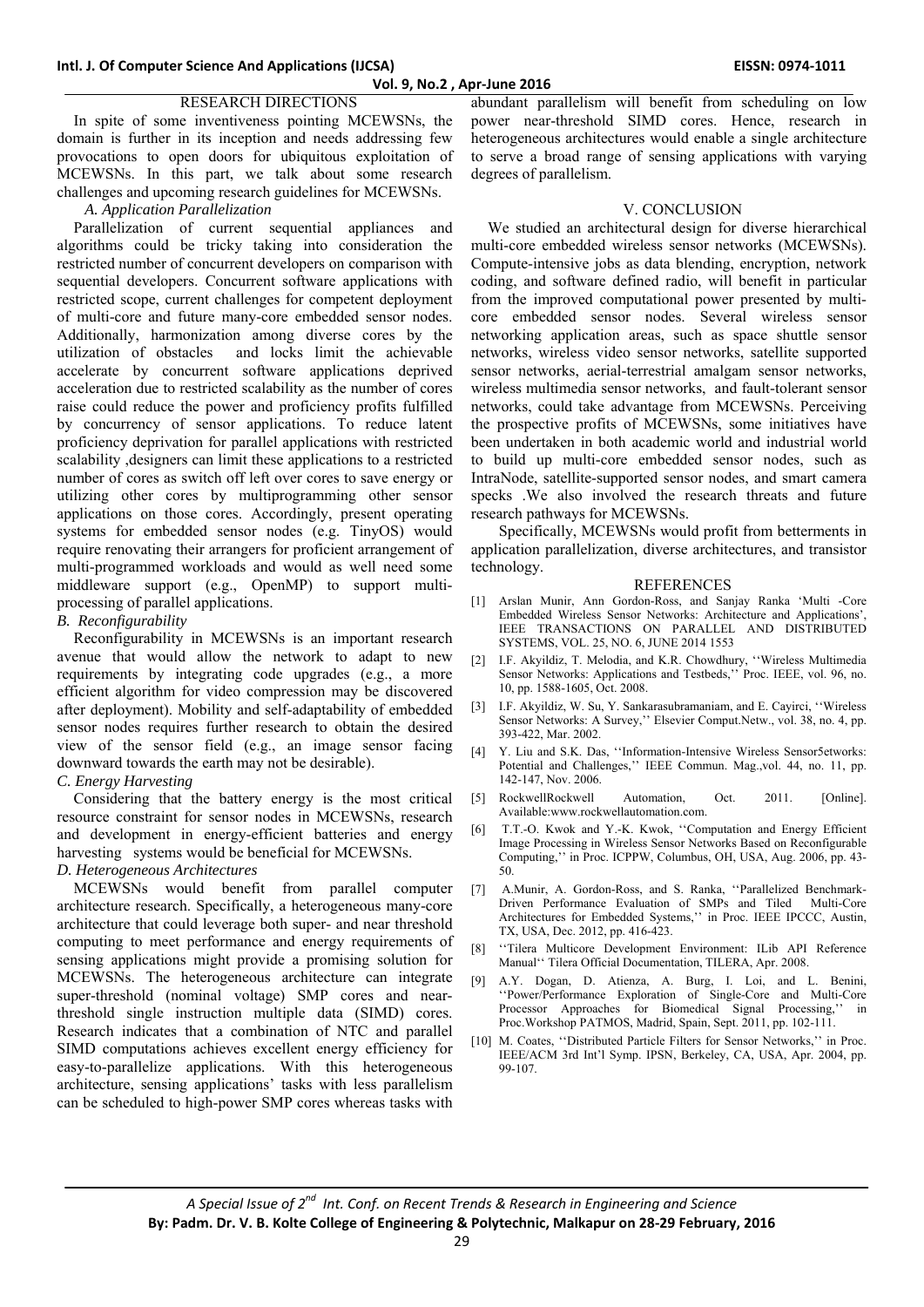## RESEARCH DIRECTIONS

In spite of some inventiveness pointing MCEWSNs, the domain is further in its inception and needs addressing few provocations to open doors for ubiquitous exploitation of MCEWSNs. In this part, we talk about some research challenges and upcoming research guidelines for MCEWSNs.

### *A. Application Parallelization*

Parallelization of current sequential appliances and algorithms could be tricky taking into consideration the restricted number of concurrent developers on comparison with sequential developers. Concurrent software applications with restricted scope, current challenges for competent deployment of multi-core and future many-core embedded sensor nodes. Additionally, harmonization among diverse cores by the utilization of obstacles and locks limit the achievable accelerate by concurrent software applications deprived acceleration due to restricted scalability as the number of cores raise could reduce the power and proficiency profits fulfilled by concurrency of sensor applications. To reduce latent proficiency deprivation for parallel applications with restricted scalability ,designers can limit these applications to a restricted number of cores as switch off left over cores to save energy or utilizing other cores by multiprogramming other sensor applications on those cores. Accordingly, present operating systems for embedded sensor nodes (e.g. TinyOS) would require renovating their arrangers for proficient arrangement of multi-programmed workloads and would as well need some middleware support (e.g., OpenMP) to support multi-processing of parallel applications.

### *B. Reconfigurability*

Reconfigurability in MCEWSNs is an important research avenue that would allow the network to adapt to new requirements by integrating code upgrades (e.g., a more efficient algorithm for video compression may be discovered after deployment). Mobility and self-adaptability of embedded sensor nodes requires further research to obtain the desired view of the sensor field (e.g., an image sensor facing downward towards the earth may not be desirable).

### *C. Energy Harvesting*

Considering that the battery energy is the most critical resource constraint for sensor nodes in MCEWSNs, research and development in energy-efficient batteries and energy harvesting systems would be beneficial for MCEWSNs.

### *D. Heterogeneous Architectures*

MCEWSNs would benefit from parallel computer architecture research. Specifically, a heterogeneous many-core architecture that could leverage both super- and near threshold computing to meet performance and energy requirements of sensing applications might provide a promising solution for MCEWSNs. The heterogeneous architecture can integrate super-threshold (nominal voltage) SMP cores and near-threshold single instruction multiple data (SIMD) cores. Research indicates that a combination of NTC and parallel SIMD computations achieves excellent energy efficiency for easy-to-parallelize applications. With this heterogeneous architecture, sensing applications' tasks with less parallelism can be scheduled to high-power SMP cores whereas tasks with abundant parallelism will benefit from scheduling on low power near-threshold SIMD cores. Hence, research in heterogeneous architectures would enable a single architecture to serve a broad range of sensing applications with varying degrees of parallelism.

## V. CONCLUSION

We studied an architectural design for diverse hierarchical multi-core embedded wireless sensor networks (MCEWSNs). Compute-intensive jobs as data blending, encryption, network coding, and software defined radio, will benefit in particular from the improved computational power presented by multi-core embedded sensor nodes. Several wireless sensor networking application areas, such as space shuttle sensor networks, wireless video sensor networks, satellite supported sensor networks, aerial-terrestrial amalgam sensor networks, wireless multimedia sensor networks, and fault-tolerant sensor networks, could take advantage from MCEWSNs. Perceiving the prospective profits of MCEWSNs, some initiatives have been undertaken in both academic world and industrial world to build up multi-core embedded sensor nodes, such as IntraNode, satellite-supported sensor nodes, and smart camera specks .We also involved the research threats and future research pathways for MCEWSNs.

Specifically, MCEWSNs would profit from betterments in application parallelization, diverse architectures, and transistor technology.

## REFERENCES

[1] Arslan Munir, Ann Gordon-Ross, and Sanjay Ranka 'Multi -Core Embedded Wireless Sensor Networks: Architecture and Applications', IEEE TRANSACTIONS ON PARALLEL AND DISTRIBUTED SYSTEMS, VOL. 25, NO. 6, JUNE 2014 1553

[2] I.F. Akyildiz, T. Melodia, and K.R. Chowdhury, ''Wireless Multimedia Sensor Networks: Applications and Testbeds,'' Proc. IEEE, vol. 96, no. 10, pp. 1588-1605, Oct. 2008.

[3] I.F. Akyildiz, W. Su, Y. Sankarasubramaniam, and E. Cayirci, ''Wireless Sensor Networks: A Survey,'' Elsevier Comput.Netw., vol. 38, no. 4, pp. 393-422, Mar. 2002.

[4] Y. Liu and S.K. Das, ''Information-Intensive Wireless Sensor5etworks: Potential and Challenges,'' IEEE Commun. Mag.,vol. 44, no. 11, pp. 142-147, Nov. 2006.

[5] RockwellRockwell Automation, Oct. 2011. [Online]. Available:www.rockwellautomation.com.

[6] T.T.-O. Kwok and Y.-K. Kwok, ''Computation and Energy Efficient Image Processing in Wireless Sensor Networks Based on Reconfigurable Computing,'' in Proc. ICPPW, Columbus, OH, USA, Aug. 2006, pp. 43-50.

[7] A.Munir, A. Gordon-Ross, and S. Ranka, ''Parallelized Benchmark-Driven Performance Evaluation of SMPs and Tiled Multi-Core Architectures for Embedded Systems,'' in Proc. IEEE IPCCC, Austin, TX, USA, Dec. 2012, pp. 416-423.

[8] ''Tilera Multicore Development Environment: ILib API Reference Manual'' Tilera Official Documentation, TILERA, Apr. 2008.

[9] A.Y. Dogan, D. Atienza, A. Burg, I. Loi, and L. Benini, ''Power/Performance Exploration of Single-Core and Multi-Core Processor Approaches for Biomedical Signal Processing,'' in Proc.Workshop PATMOS, Madrid, Spain, Sept. 2011, pp. 102-111.

[10] M. Coates, ''Distributed Particle Filters for Sensor Networks,'' in Proc. IEEE/ACM 3rd Int'l Symp. IPSN, Berkeley, CA, USA, Apr. 2004, pp. 99-107.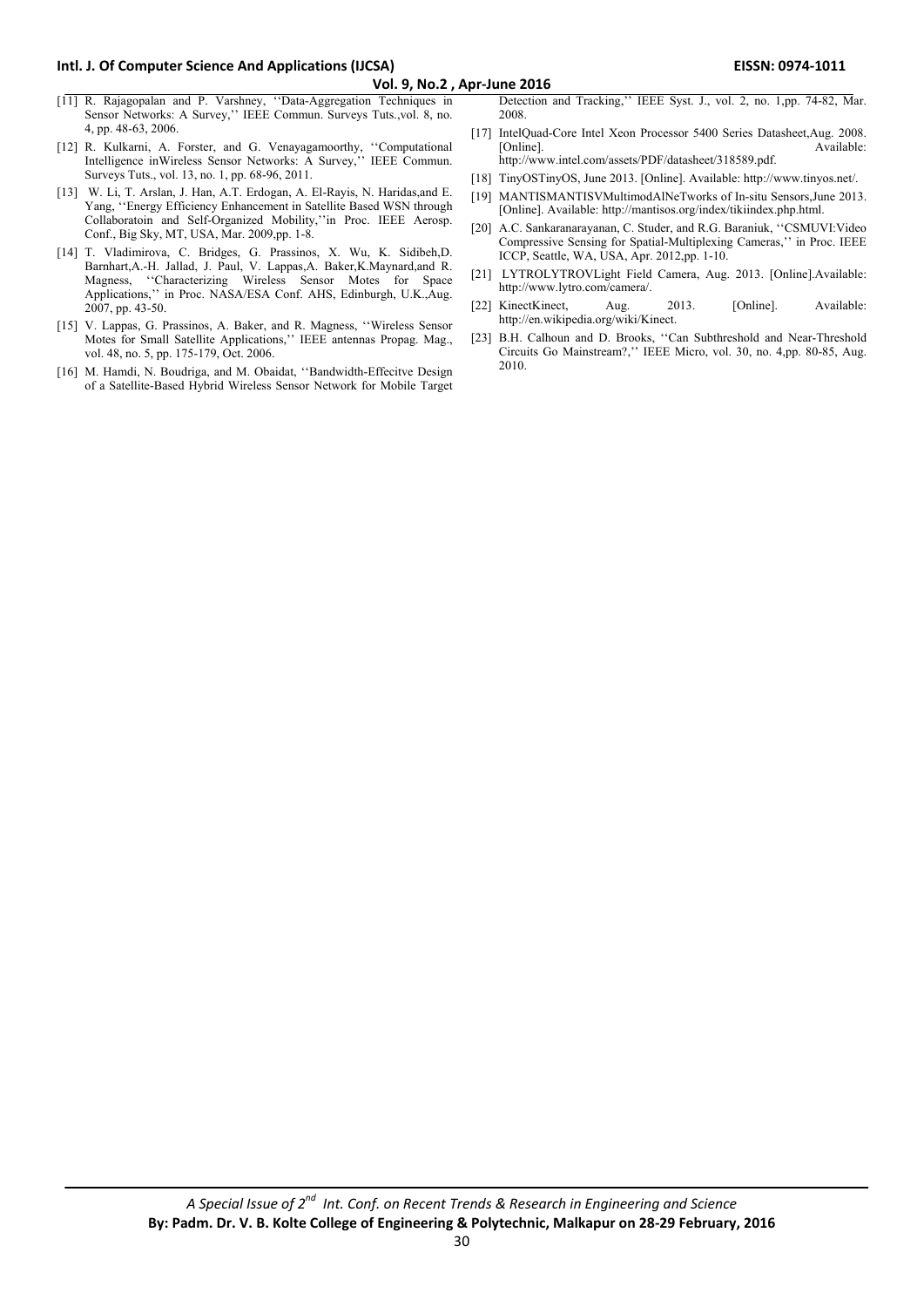[11] R. Rajagopalan and P. Varshney, ''Data-Aggregation Techniques in Sensor Networks: A Survey,'' IEEE Commun. Surveys Tuts.,vol. 8, no. 4, pp. 48-63, 2006.

[12] R. Kulkarni, A. Forster, and G. Venayagamoorthy, ''Computational Intelligence inWireless Sensor Networks: A Survey,'' IEEE Commun. Surveys Tuts., vol. 13, no. 1, pp. 68-96, 2011.

[13] W. Li, T. Arslan, J. Han, A.T. Erdogan, A. El-Rayis, N. Haridas,and E. Yang, ''Energy Efficiency Enhancement in Satellite Based WSN through Collaboratoin and Self-Organized Mobility,''in Proc. IEEE Aerosp. Conf., Big Sky, MT, USA, Mar. 2009,pp. 1-8.

[14] T. Vladimirova, C. Bridges, G. Prassinos, X. Wu, K. Sidibeh,D. Barnhart,A.-H. Jallad, J. Paul, V. Lappas,A. Baker,K.Maynard,and R. Magness, ''Characterizing Wireless Sensor Motes for Space Applications,'' in Proc. NASA/ESA Conf. AHS, Edinburgh, U.K.,Aug. 2007, pp. 43-50.

[15] V. Lappas, G. Prassinos, A. Baker, and R. Magness, ''Wireless Sensor Motes for Small Satellite Applications,'' IEEE antennas Propag. Mag., vol. 48, no. 5, pp. 175-179, Oct. 2006.

[16] M. Hamdi, N. Boudriga, and M. Obaidat, ''Bandwidth-Effecitve Design of a Satellite-Based Hybrid Wireless Sensor Network for Mobile Target Detection and Tracking,'' IEEE Syst. J., vol. 2, no. 1,pp. 74-82, Mar. 2008.

[17] IntelQuad-Core Intel Xeon Processor 5400 Series Datasheet,Aug. 2008. [Online]. Available: http://www.intel.com/assets/PDF/datasheet/318589.pdf.

[18] TinyOSTinyOS, June 2013. [Online]. Available: http://www.tinyos.net/.

[19] MANTISMANTISVMultimodAlNeTworks of In-situ Sensors,June 2013. [Online]. Available: http://mantisos.org/index/tikiindex.php.html.

[20] A.C. Sankaranarayanan, C. Studer, and R.G. Baraniuk, ''CSMUVI:Video Compressive Sensing for Spatial-Multiplexing Cameras,'' in Proc. IEEE ICCP, Seattle, WA, USA, Apr. 2012,pp. 1-10.

[21] LYTROLYTROVLight Field Camera, Aug. 2013. [Online].Available: http://www.lytro.com/camera/.

[22] KinectKinect, Aug. 2013. [Online]. Available: http://en.wikipedia.org/wiki/Kinect.

[23] B.H. Calhoun and D. Brooks, ''Can Subthreshold and Near-Threshold Circuits Go Mainstream?,'' IEEE Micro, vol. 30, no. 4,pp. 80-85, Aug. 2010.